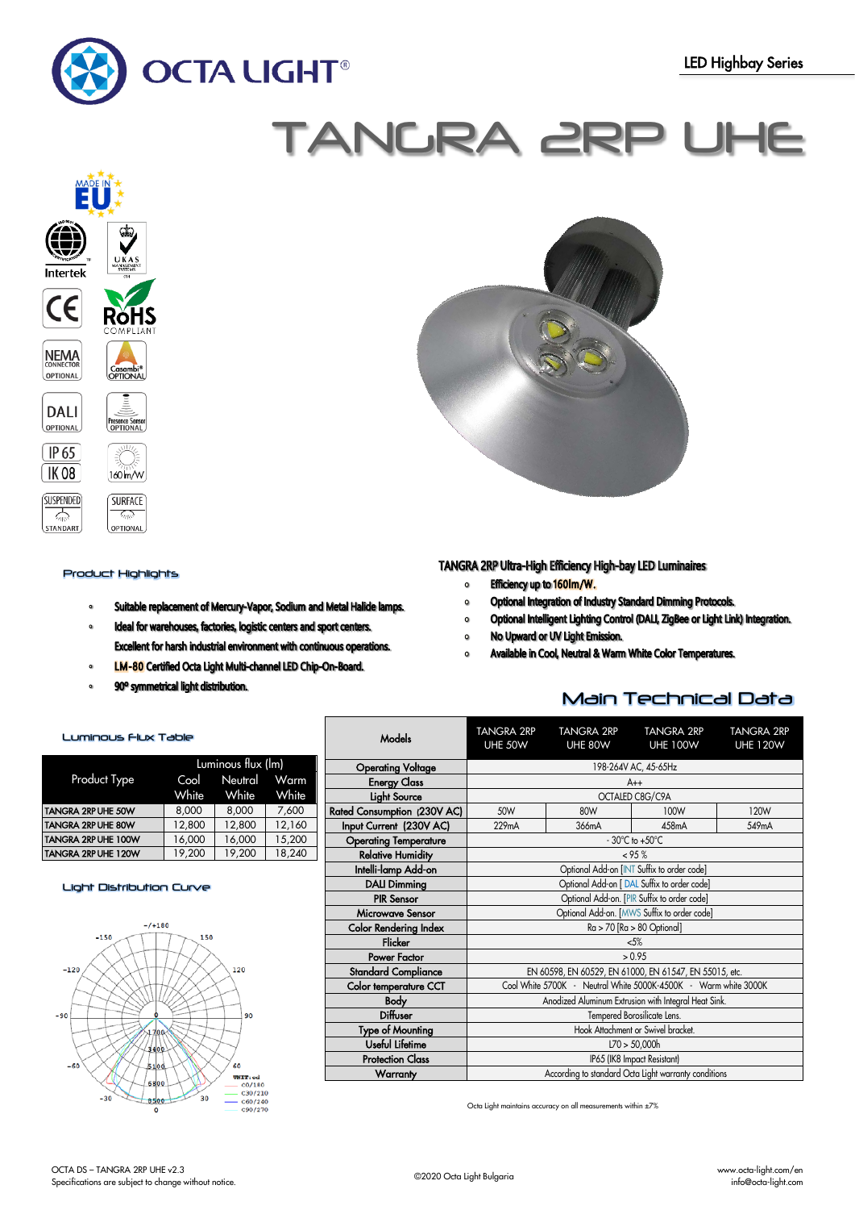# OCTA LIGHT®

LED Highbay Series

# TANGRA 2RP UHE

MADE IN EU

Intertek · UKAS · CE · RoHS COMPLIANT · NEMA CONNECTOR OPTIONAL · Casambi® OPTIONAL · DALI OPTIONAL · Presence Sensor OPTIONAL · IP 65 · IK 08 · 160 lm/W · SUSPENDED STANDART · SURFACE OPTIONAL

## Product Highlights

**TANGRA 2RP Ultra-High Efficiency High-bay LED Luminaires**

- Efficiency up to 160lm/W.
- Optional Integration of Industry Standard Dimming Protocols.
- Optional Intelligent Lighting Control (DALI, ZigBee or Light Link) Integration.
- No Upward or UV Light Emission.
- Available in Cool, Neutral & Warm White Color Temperatures.
- Suitable replacement of Mercury-Vapor, Sodium and Metal Halide lamps.
- Ideal for warehouses, factories, logistic centers and sport centers. Excellent for harsh industrial environment with continuous operations.
- LM-80 Certified Octa Light Multi-channel LED Chip-On-Board.
- 90º symmetrical light distribution.

## Luminous Flux Table

| Product Type | Luminous flux (lm) Cool White | Neutral White | Warm White |
|---|---|---|---|
| TANGRA 2RP UHE 50W | 8,000 | 8,000 | 7,600 |
| TANGRA 2RP UHE 80W | 12,800 | 12,800 | 12,160 |
| TANGRA 2RP UHE 100W | 16,000 | 16,000 | 15,200 |
| TANGRA 2RP UHE 120W | 19,200 | 19,200 | 18,240 |

## Light Distribution Curve

UNIT: cd — C0/180, C30/210, C60/240, C90/270

## Main Technical Data

| Models | TANGRA 2RP UHE 50W | TANGRA 2RP UHE 80W | TANGRA 2RP UHE 100W | TANGRA 2RP UHE 120W |
|---|---|---|---|---|
| Operating Voltage | 198-264V AC, 45-65Hz | | | |
| Energy Class | A++ | | | |
| Light Source | OCTALED C8G/C9A | | | |
| Rated Consumption (230V AC) | 50W | 80W | 100W | 120W |
| Input Current (230V AC) | 229mA | 366mA | 458mA | 549mA |
| Operating Temperature | - 30°C to +50°C | | | |
| Relative Humidity | < 95 % | | | |
| Intelli-lamp Add-on | Optional Add-on [INT Suffix to order code] | | | |
| DALI Dimming | Optional Add-on [ DAL Suffix to order code] | | | |
| PIR Sensor | Optional Add-on. [PIR Suffix to order code] | | | |
| Microwave Sensor | Optional Add-on. [MWS Suffix to order code] | | | |
| Color Rendering Index | Ra > 70 [Ra > 80 Optional] | | | |
| Flicker | <5% | | | |
| Power Factor | > 0.95 | | | |
| Standard Compliance | EN 60598, EN 60529, EN 61000, EN 61547, EN 55015, etc. | | | |
| Color temperature CCT | Cool White 5700K - Neutral White 5000K-4500K - Warm white 3000K | | | |
| Body | Anodized Aluminum Extrusion with Integral Heat Sink. | | | |
| Diffuser | Tempered Borosilicate Lens. | | | |
| Type of Mounting | Hook Attachment or Swivel bracket. | | | |
| Useful Lifetime | L70 > 50,000h | | | |
| Protection Class | IP65 (IK8 Impact Resistant) | | | |
| Warranty | According to standard Octa Light warranty conditions | | | |

Octa Light maintains accuracy on all measurements within ±7%

OCTA DS – TANGRA 2RP UHE v2.3
Specifications are subject to change without notice.

©2020 Octa Light Bulgaria

www.octa-light.com/en
info@octa-light.com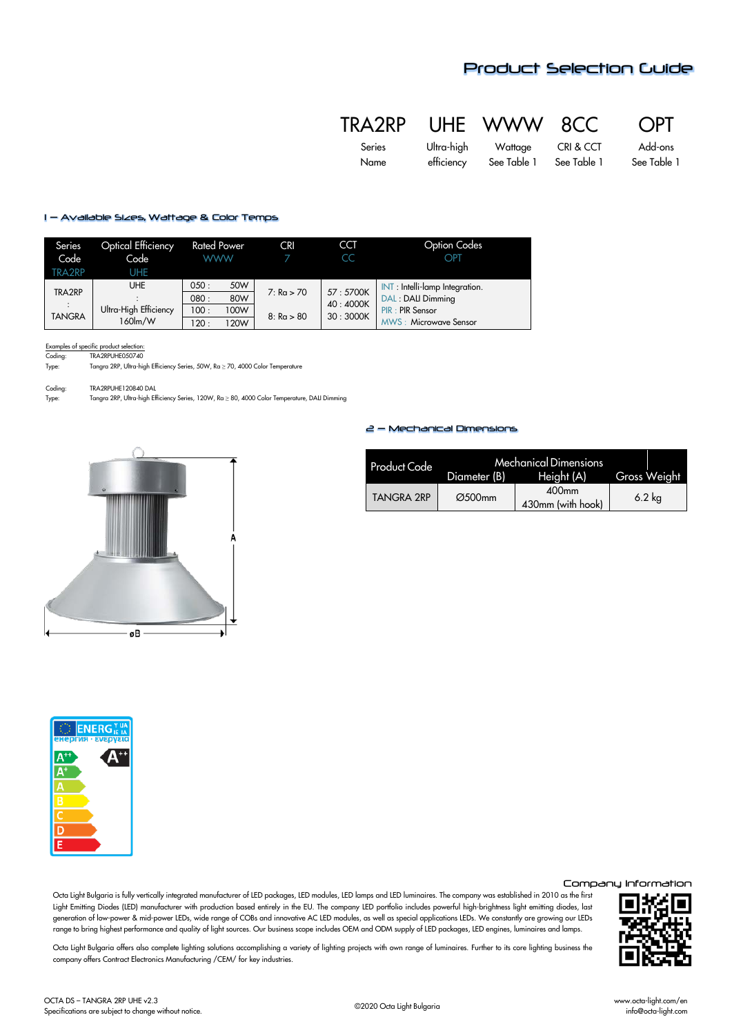# Product Selection Guide

| TRA2RP | UHE | WWW | 8CC | OPT |
|---|---|---|---|---|
| Series Name | Ultra-high efficiency | Wattage See Table 1 | CRI & CCT See Table 1 | Add-ons See Table 1 |

## 1 – Available Sizes, Wattage & Color Temps

| Series Code TRA2RP | Optical Efficiency Code UHE | Rated Power WWW | | CRI 7 | CCT CC | Option Codes OPT |
|---|---|---|---|---|---|---|
| TRA2RP : TANGRA | UHE : Ultra-High Efficiency 160lm/W | 050 : | 50W | 7: Ra > 70 | 57 : 5700K | INT : Intelli-lamp Integration. |
| | | 080 : | 80W | | 40 : 4000K | DAL : DALI Dimming |
| | | 100 : | 100W | 8: Ra > 80 | 30 : 3000K | PIR : PIR Sensor |
| | | 120 : | 120W | | | MWS : Microwave Sensor |

Examples of specific product selection:

Coding: TRA2RPUHE050740
Type: Tangra 2RP, Ultra-high Efficiency Series, 50W, Ra ≥ 70, 4000 Color Temperature

Coding: TRA2RPUHE120840 DAL
Type: Tangra 2RP, Ultra-high Efficiency Series, 120W, Ra ≥ 80, 4000 Color Temperature, DALI Dimming

## 2 – Mechanical Dimensions

| Product Code | Mechanical Dimensions | | Gross Weight |
|---|---|---|---|
| | Diameter (B) | Height (A) | |
| TANGRA 2RP | Ø500mm | 400mm 430mm (with hook) | 6.2 kg |

A

øB

ENERGY

A++

A++ A+ A B C D E

## Company Information

Octa Light Bulgaria is fully vertically integrated manufacturer of LED packages, LED modules, LED lamps and LED luminaires. The company was established in 2010 as the first Light Emitting Diodes (LED) manufacturer with production based entirely in the EU. The company LED portfolio includes powerful high-brightness light emitting diodes, last generation of low-power & mid-power LEDs, wide range of COBs and innovative AC LED modules, as well as special applications LEDs. We constantly are growing our LEDs range to bring highest performance and quality of light sources. Our business scope includes OEM and ODM supply of LED packages, LED engines, luminaires and lamps.

Octa Light Bulgaria offers also complete lighting solutions accomplishing a variety of lighting projects with own range of luminaires. Further to its core lighting business the company offers Contract Electronics Manufacturing /CEM/ for key industries.

OCTA DS – TANGRA 2RP UHE v2.3
Specifications are subject to change without notice.

©2020 Octa Light Bulgaria

www.octa-light.com/en
info@octa-light.com